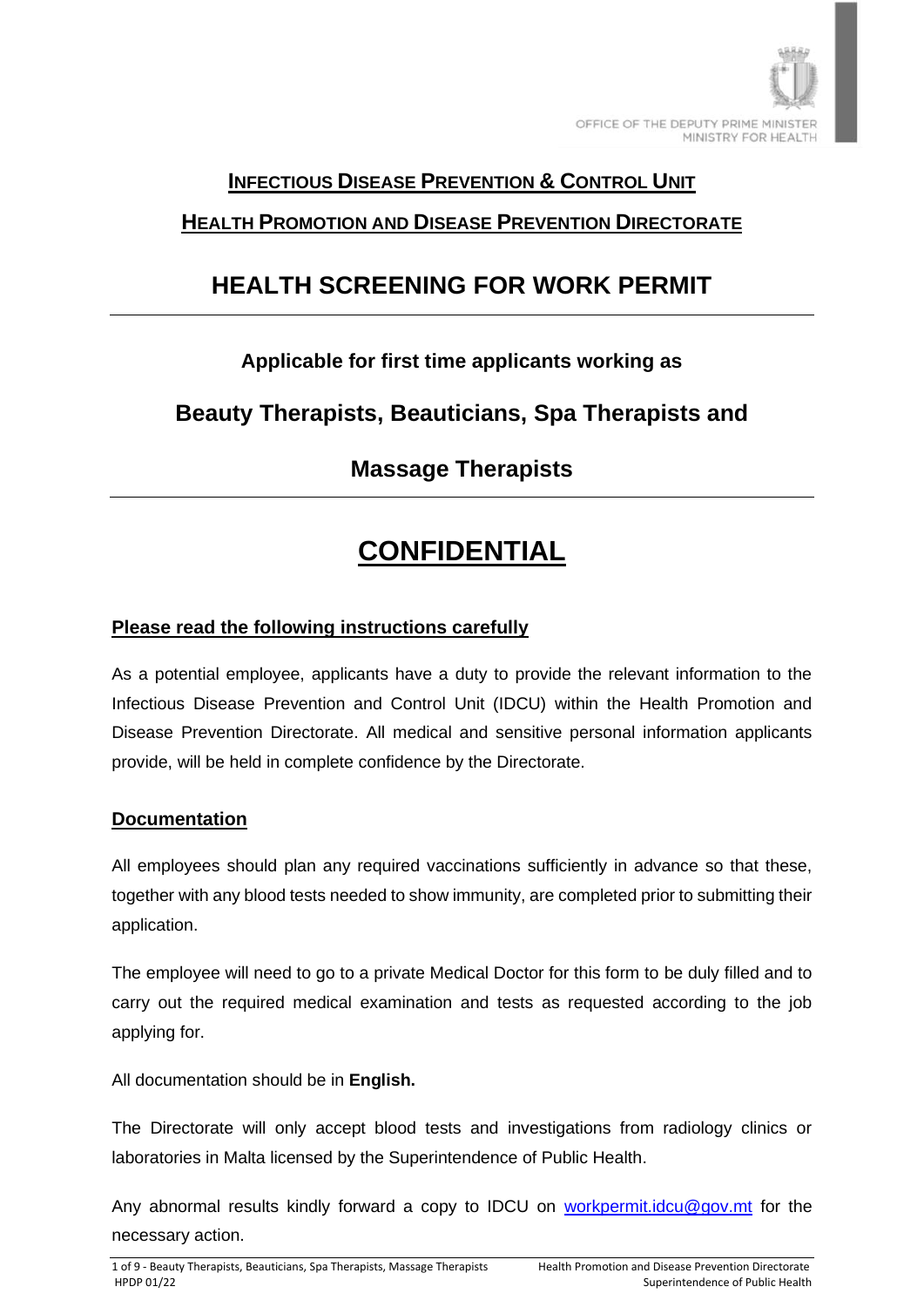OFFICE OF THE DEPUTY PRIME MINISTER
MINISTRY FOR HEALTH

## INFECTIOUS DISEASE PREVENTION & CONTROL UNIT

## HEALTH PROMOTION AND DISEASE PREVENTION DIRECTORATE

# HEALTH SCREENING FOR WORK PERMIT

---

### Applicable for first time applicants working as

### Beauty Therapists, Beauticians, Spa Therapists and Massage Therapists

---

# CONFIDENTIAL

**Please read the following instructions carefully**

As a potential employee, applicants have a duty to provide the relevant information to the Infectious Disease Prevention and Control Unit (IDCU) within the Health Promotion and Disease Prevention Directorate. All medical and sensitive personal information applicants provide, will be held in complete confidence by the Directorate.

**Documentation**

All employees should plan any required vaccinations sufficiently in advance so that these, together with any blood tests needed to show immunity, are completed prior to submitting their application.

The employee will need to go to a private Medical Doctor for this form to be duly filled and to carry out the required medical examination and tests as requested according to the job applying for.

All documentation should be in **English.**

The Directorate will only accept blood tests and investigations from radiology clinics or laboratories in Malta licensed by the Superintendence of Public Health.

Any abnormal results kindly forward a copy to IDCU on workpermit.idcu@gov.mt for the necessary action.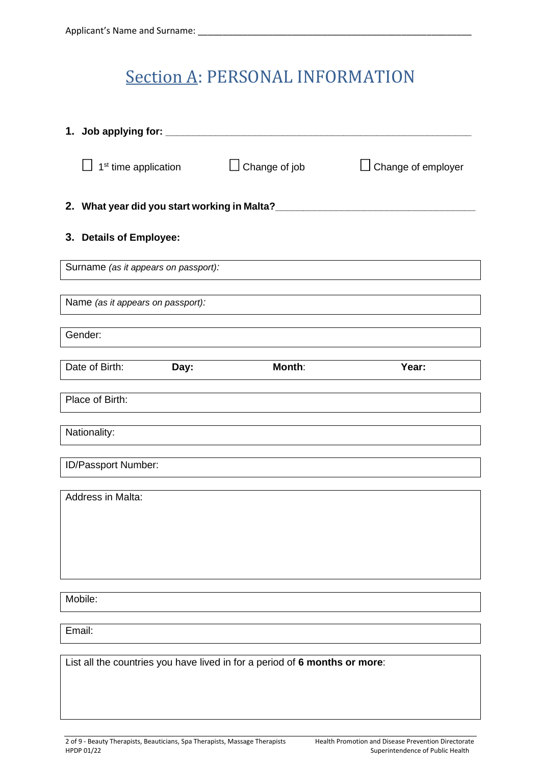Applicant's Name and Surname: ___________________________________________

# Section A: PERSONAL INFORMATION

**1. Job applying for:** ___________________________________________

☐ 1st time application ☐ Change of job ☐ Change of employer

**2. What year did you start working in Malta?** ___________________________

**3. Details of Employee:**

| Surname *(as it appears on passport):* | | | |
|---|---|---|---|
| Name *(as it appears on passport):* | | | |
| Gender: | | | |
| Date of Birth: | **Day:** | **Month**: | **Year:** |
| Place of Birth: | | | |
| Nationality: | | | |
| ID/Passport Number: | | | |
| Address in Malta: | | | |
| Mobile: | | | |
| Email: | | | |
| List all the countries you have lived in for a period of **6 months or more**: | | | |

Beauty Therapists, Beauticians, Spa Therapists, Massage Therapists
HPDP 01/22

Health Promotion and Disease Prevention Directorate
Superintendence of Public Health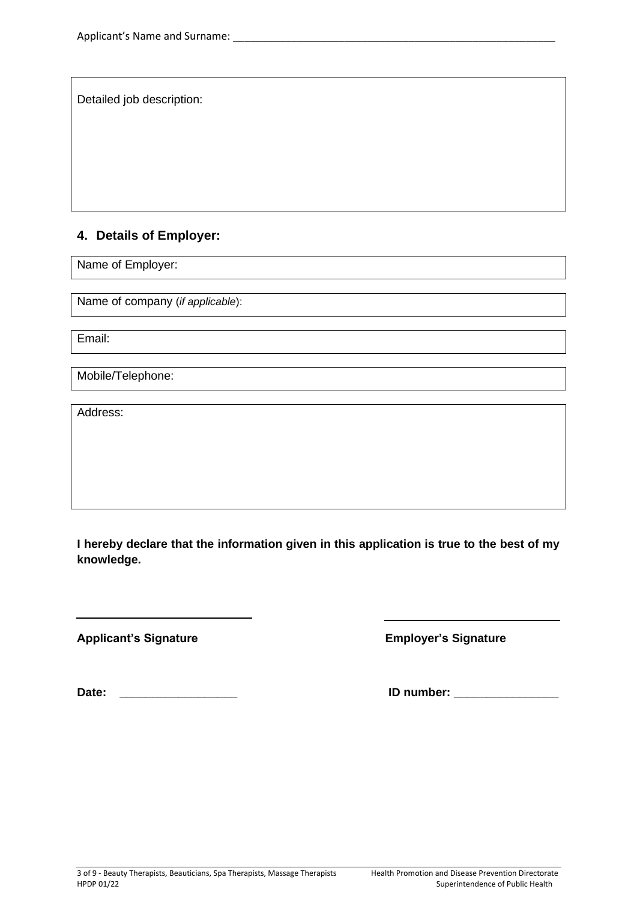Applicant's Name and Surname: ___________________________________________________________

Detailed job description:

## 4. Details of Employer:

Name of Employer:

Name of company (*if applicable*):

Email:

Mobile/Telephone:

Address:

**I hereby declare that the information given in this application is true to the best of my knowledge.**

**Applicant's Signature**

**Employer's Signature**

**Date:** ___________________

**ID number:** ________________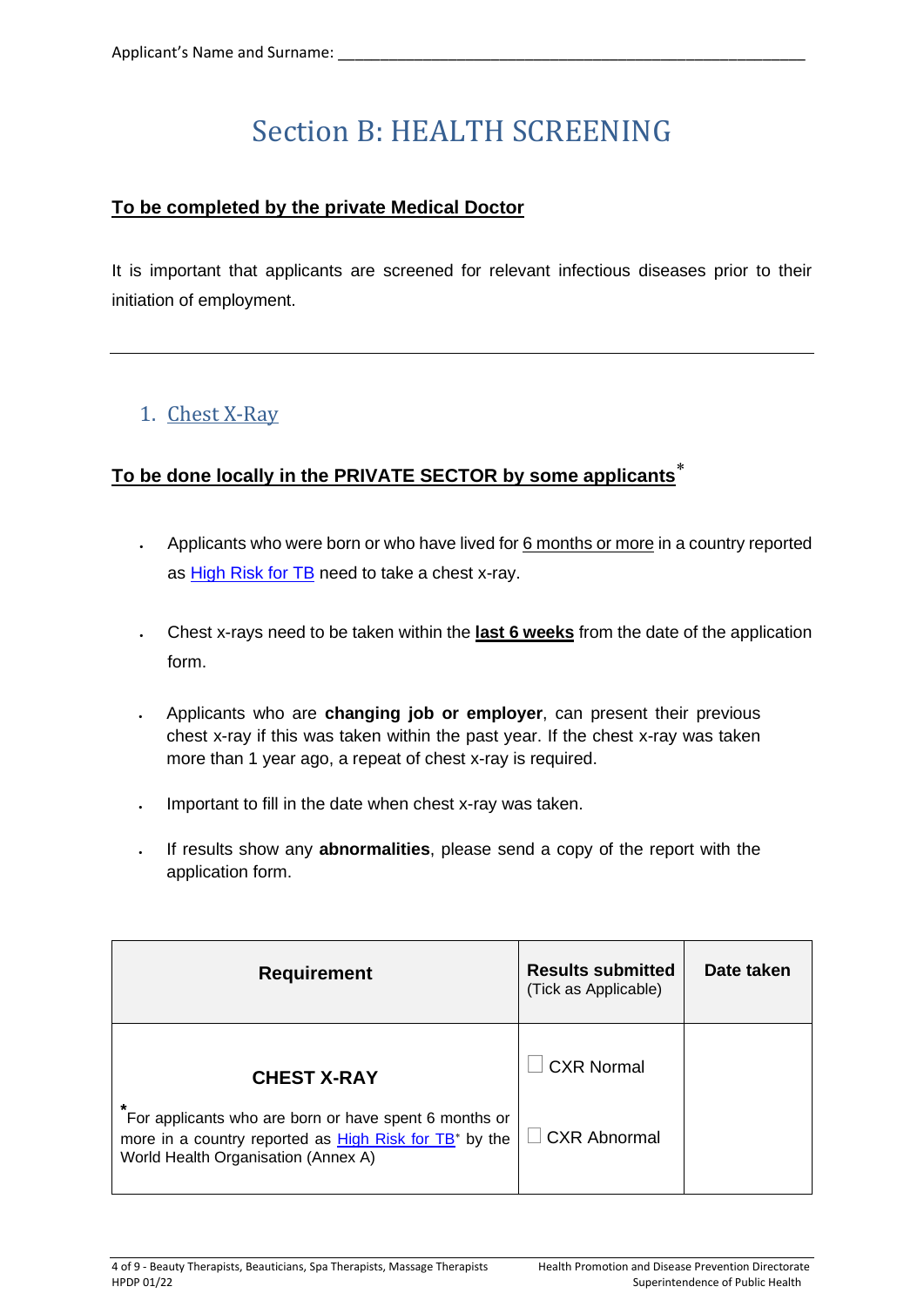Applicant's Name and Surname: \_\_\_\_\_\_\_\_\_\_\_\_\_\_\_\_\_\_\_\_\_\_\_\_\_\_\_\_\_\_\_\_\_\_\_\_\_\_\_\_\_\_\_\_\_\_\_\_\_\_\_\_\_\_\_\_\_\_

# Section B: HEALTH SCREENING

**To be completed by the private Medical Doctor**

It is important that applicants are screened for relevant infectious diseases prior to their initiation of employment.

---

## 1. Chest X-Ray

**To be done locally in the PRIVATE SECTOR by some applicants***

- Applicants who were born or who have lived for 6 months or more in a country reported as High Risk for TB need to take a chest x-ray.
- Chest x-rays need to be taken within the **last 6 weeks** from the date of the application form.
- Applicants who are **changing job or employer**, can present their previous chest x-ray if this was taken within the past year. If the chest x-ray was taken more than 1 year ago, a repeat of chest x-ray is required.
- Important to fill in the date when chest x-ray was taken.
- If results show any **abnormalities**, please send a copy of the report with the application form.

| Requirement | Results submitted (Tick as Applicable) | Date taken |
|---|---|---|
| **CHEST X-RAY**<br>*For applicants who are born or have spent 6 months or more in a country reported as High Risk for TB* by the World Health Organisation (Annex A) | ☐ CXR Normal<br>☐ CXR Abnormal | |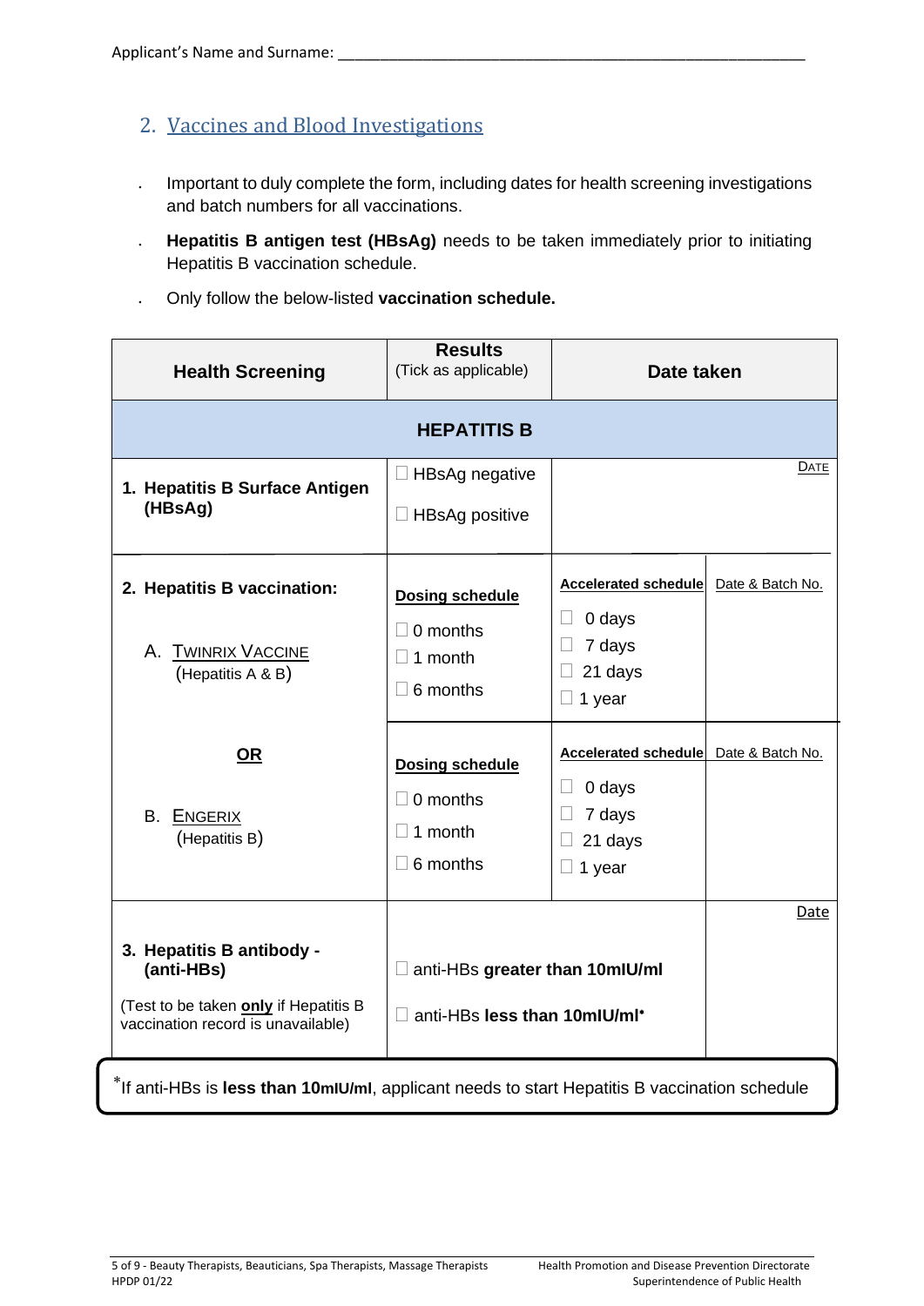Applicant's Name and Surname: ___________________________________________

## 2. Vaccines and Blood Investigations

- Important to duly complete the form, including dates for health screening investigations and batch numbers for all vaccinations.
- **Hepatitis B antigen test (HBsAg)** needs to be taken immediately prior to initiating Hepatitis B vaccination schedule.
- Only follow the below-listed **vaccination schedule.**

| **Health Screening** | **Results** (Tick as applicable) | **Date taken** | |
|---|---|---|---|
| **HEPATITIS B** | | | |
| **1. Hepatitis B Surface Antigen (HBsAg)** | ☐ HBsAg negative<br>☐ HBsAg positive | DATE | |
| **2. Hepatitis B vaccination:**<br>A. TWINRIX VACCINE (Hepatitis A & B) | **Dosing schedule**<br>☐ 0 months<br>☐ 1 month<br>☐ 6 months | **Accelerated schedule**<br>☐ 0 days<br>☐ 7 days<br>☐ 21 days<br>☐ 1 year | Date & Batch No. |
| **OR**<br>B. ENGERIX (Hepatitis B) | **Dosing schedule**<br>☐ 0 months<br>☐ 1 month<br>☐ 6 months | **Accelerated schedule**<br>☐ 0 days<br>☐ 7 days<br>☐ 21 days<br>☐ 1 year | Date & Batch No. |
| **3. Hepatitis B antibody - (anti-HBs)**<br>(Test to be taken **only** if Hepatitis B vaccination record is unavailable) | ☐ anti-HBs **greater than 10mIU/ml**<br>☐ anti-HBs **less than 10mIU/ml***| | Date |

*If anti-HBs is **less than 10mIU/ml**, applicant needs to start Hepatitis B vaccination schedule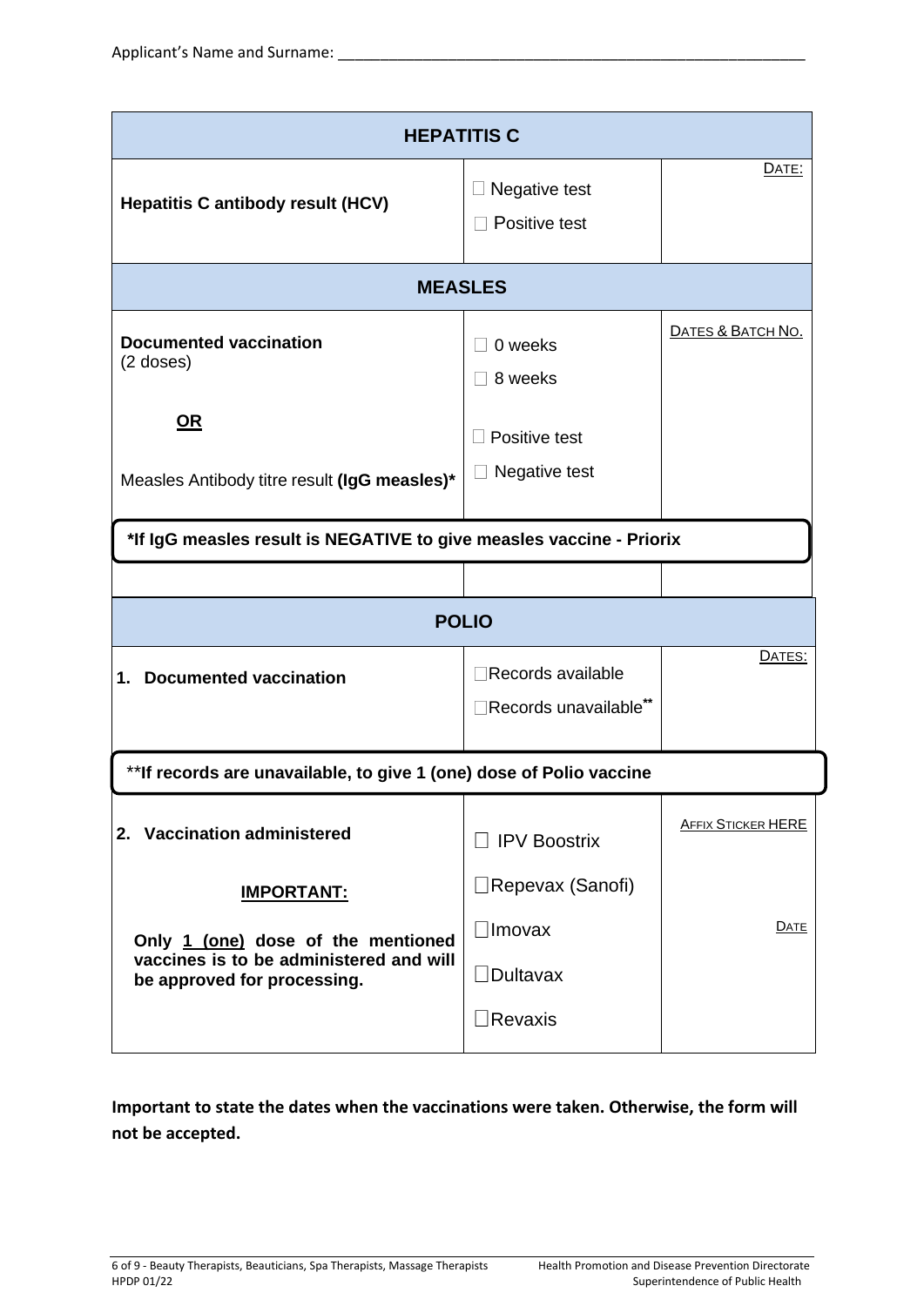Applicant's Name and Surname: ____________________________________________

| HEPATITIS C | | |
|---|---|---|
| **Hepatitis C antibody result (HCV)** | ☐ Negative test<br>☐ Positive test | DATE: |
| **MEASLES** | | |
| **Documented vaccination** (2 doses)<br><br>**OR**<br><br>Measles Antibody titre result **(IgG measles)*** | ☐ 0 weeks<br>☐ 8 weeks<br><br>☐ Positive test<br>☐ Negative test | DATES & BATCH NO. |
| ***If IgG measles result is NEGATIVE to give measles vaccine - Priorix** | | |
| | | |
| **POLIO** | | |
| **1. Documented vaccination** | ☐Records available<br>☐Records unavailable** | DATES: |
| ****If records are unavailable, to give 1 (one) dose of Polio vaccine** | | |
| **2. Vaccination administered**<br><br>**IMPORTANT:**<br><br>**Only 1 (one) dose of the mentioned vaccines is to be administered and will be approved for processing.** | ☐ IPV Boostrix<br>☐Repevax (Sanofi)<br>☐Imovax<br>☐Dultavax<br>☐Revaxis | AFFIX STICKER HERE<br><br>DATE |

**Important to state the dates when the vaccinations were taken. Otherwise, the form will not be accepted.**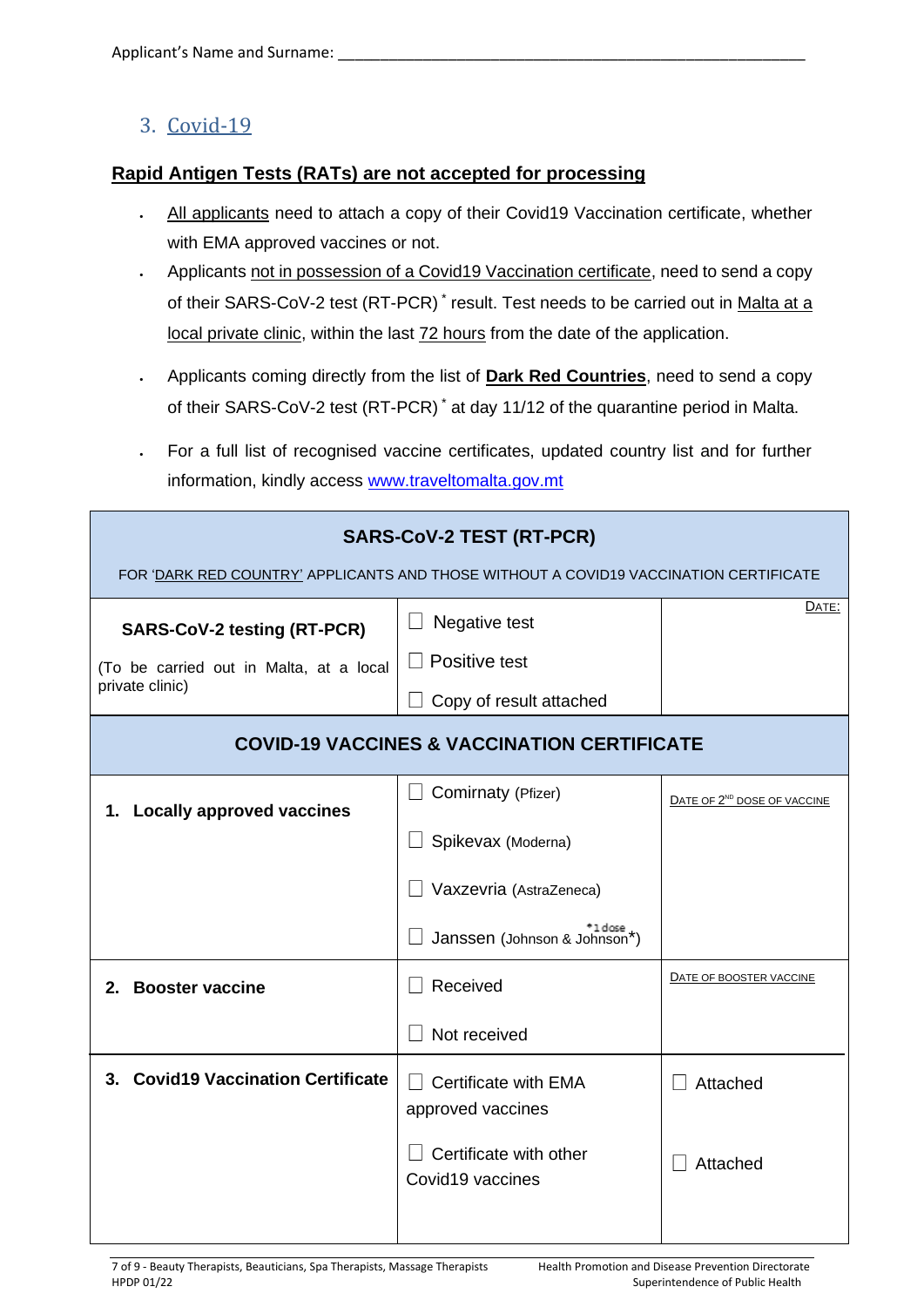Applicant's Name and Surname: ___________________________________________

## 3. Covid-19

**Rapid Antigen Tests (RATs) are not accepted for processing**

- All applicants need to attach a copy of their Covid19 Vaccination certificate, whether with EMA approved vaccines or not.
- Applicants not in possession of a Covid19 Vaccination certificate, need to send a copy of their SARS-CoV-2 test (RT-PCR) * result. Test needs to be carried out in Malta at a local private clinic, within the last 72 hours from the date of the application.
- Applicants coming directly from the list of **Dark Red Countries**, need to send a copy of their SARS-CoV-2 test (RT-PCR) * at day 11/12 of the quarantine period in Malta.
- For a full list of recognised vaccine certificates, updated country list and for further information, kindly access www.traveltomalta.gov.mt

| **SARS-CoV-2 TEST (RT-PCR)**<br>FOR 'DARK RED COUNTRY' APPLICANTS AND THOSE WITHOUT A COVID19 VACCINATION CERTIFICATE | | |
|---|---|---|
| **SARS-CoV-2 testing (RT-PCR)**<br>(To be carried out in Malta, at a local private clinic) | ☐ Negative test<br>☐ Positive test<br>☐ Copy of result attached | DATE: |
| **COVID-19 VACCINES & VACCINATION CERTIFICATE** | | |
| **1. Locally approved vaccines** | ☐ Comirnaty (Pfizer)<br>☐ Spikevax (Moderna)<br>☐ Vaxzevria (AstraZeneca)<br>☐ Janssen (Johnson & Johnson*) *1 dose | DATE OF 2ND DOSE OF VACCINE |
| **2. Booster vaccine** | ☐ Received<br>☐ Not received | DATE OF BOOSTER VACCINE |
| **3. Covid19 Vaccination Certificate** | ☐ Certificate with EMA approved vaccines<br>☐ Certificate with other Covid19 vaccines | ☐ Attached<br>☐ Attached |

Beauty Therapists, Beauticians, Spa Therapists, Massage Therapists
HPDP 01/22
Health Promotion and Disease Prevention Directorate
Superintendence of Public Health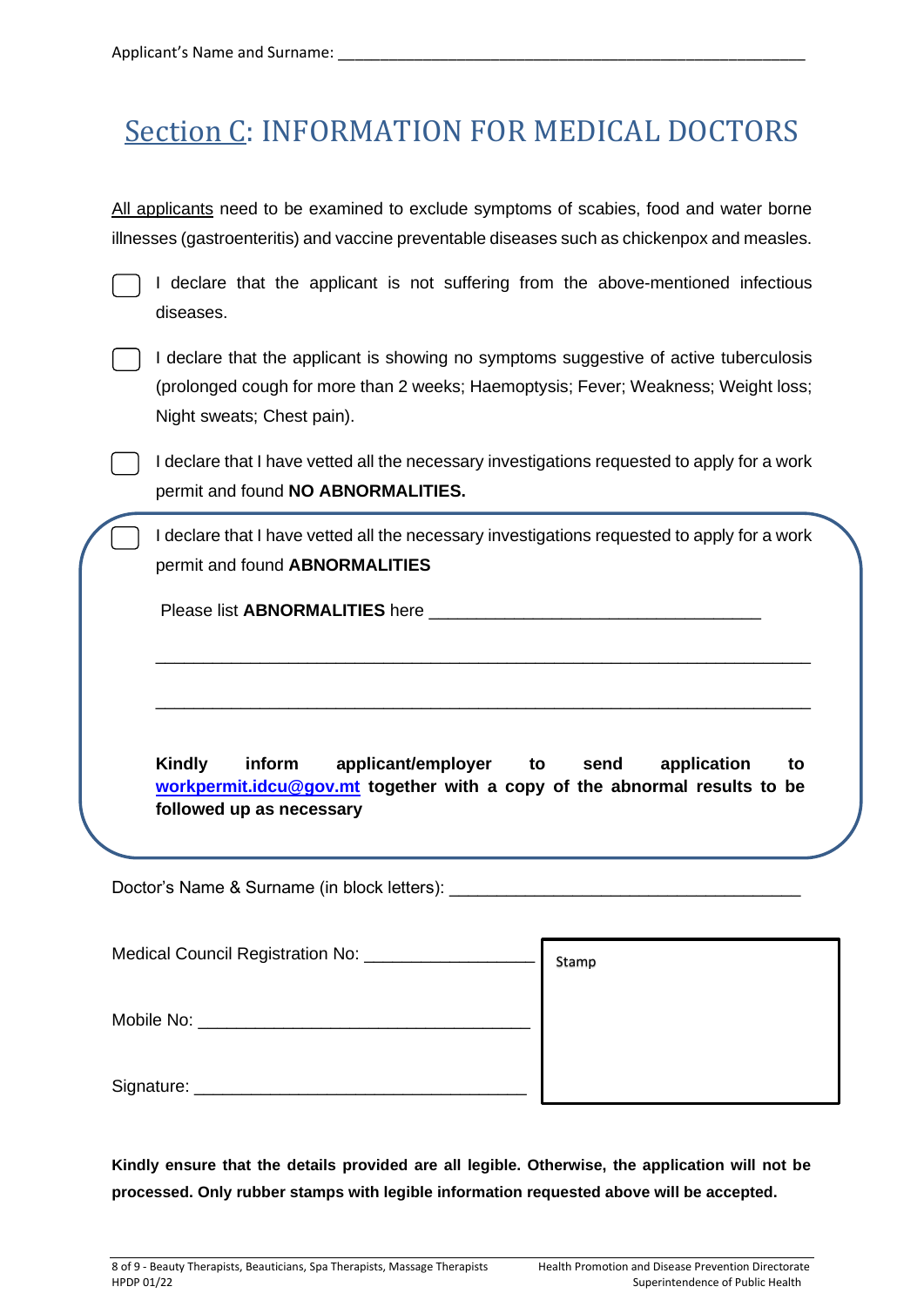Applicant's Name and Surname: ___________________________________________________________

# Section C: INFORMATION FOR MEDICAL DOCTORS

All applicants need to be examined to exclude symptoms of scabies, food and water borne illnesses (gastroenteritis) and vaccine preventable diseases such as chickenpox and measles.

- ☐ I declare that the applicant is not suffering from the above-mentioned infectious diseases.
- ☐ I declare that the applicant is showing no symptoms suggestive of active tuberculosis (prolonged cough for more than 2 weeks; Haemoptysis; Fever; Weakness; Weight loss; Night sweats; Chest pain).
- ☐ I declare that I have vetted all the necessary investigations requested to apply for a work permit and found **NO ABNORMALITIES.**
- ☐ I declare that I have vetted all the necessary investigations requested to apply for a work permit and found **ABNORMALITIES**

Please list **ABNORMALITIES** here ___________________________________

_____________________________________________________________________

_____________________________________________________________________

**Kindly inform applicant/employer to send application to workpermit.idcu@gov.mt together with a copy of the abnormal results to be followed up as necessary**

Doctor's Name & Surname (in block letters): ____________________________________

Medical Council Registration No: _________________

Mobile No: _________________________________

Signature: _________________________________

Stamp

**Kindly ensure that the details provided are all legible. Otherwise, the application will not be processed. Only rubber stamps with legible information requested above will be accepted.**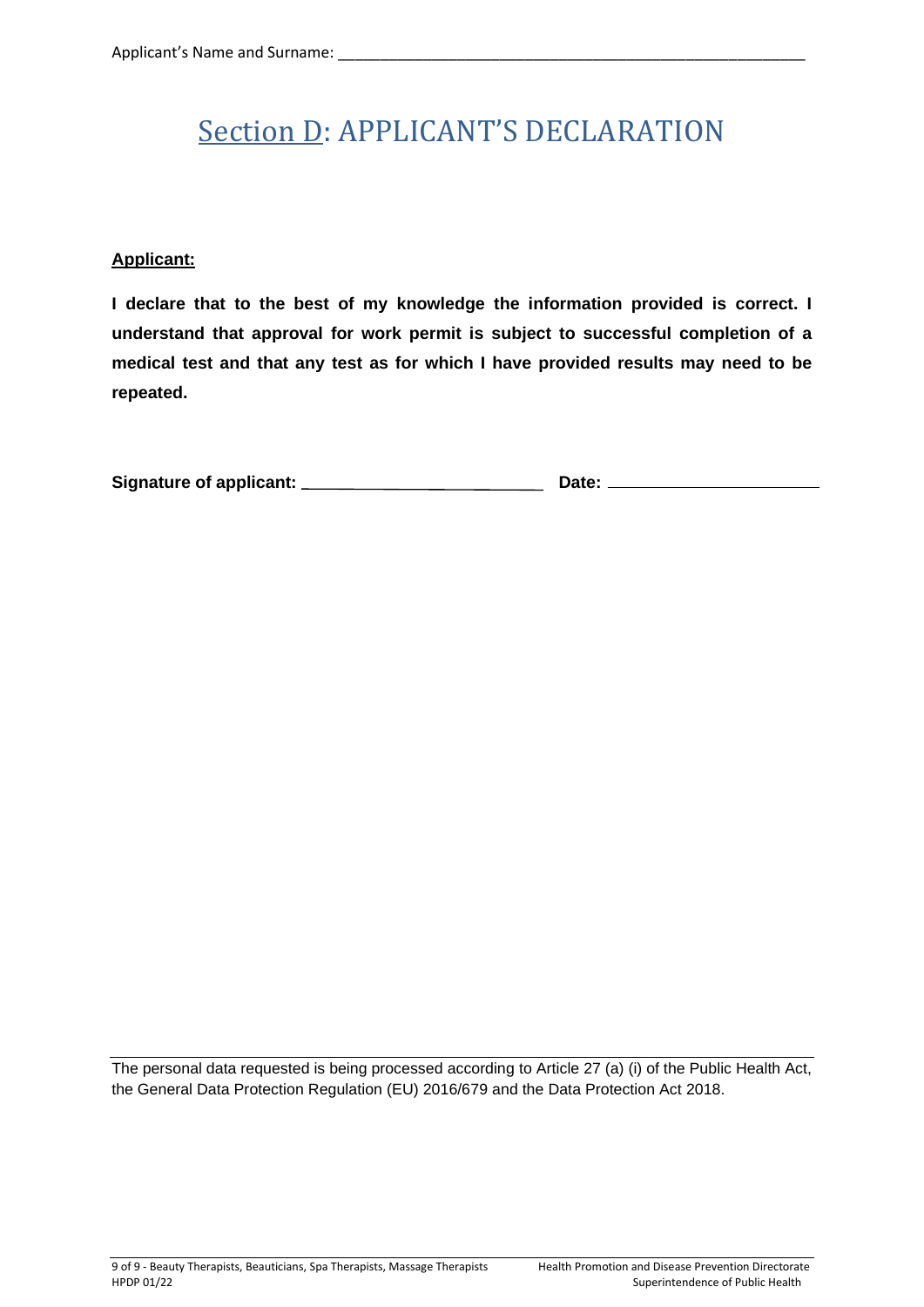Applicant's Name and Surname: _______________________________________________________

# Section D: APPLICANT'S DECLARATION

**Applicant:**

**I declare that to the best of my knowledge the information provided is correct. I understand that approval for work permit is subject to successful completion of a medical test and that any test as for which I have provided results may need to be repeated.**

**Signature of applicant:** ___________________________ **Date:** _______________________

The personal data requested is being processed according to Article 27 (a) (i) of the Public Health Act, the General Data Protection Regulation (EU) 2016/679 and the Data Protection Act 2018.